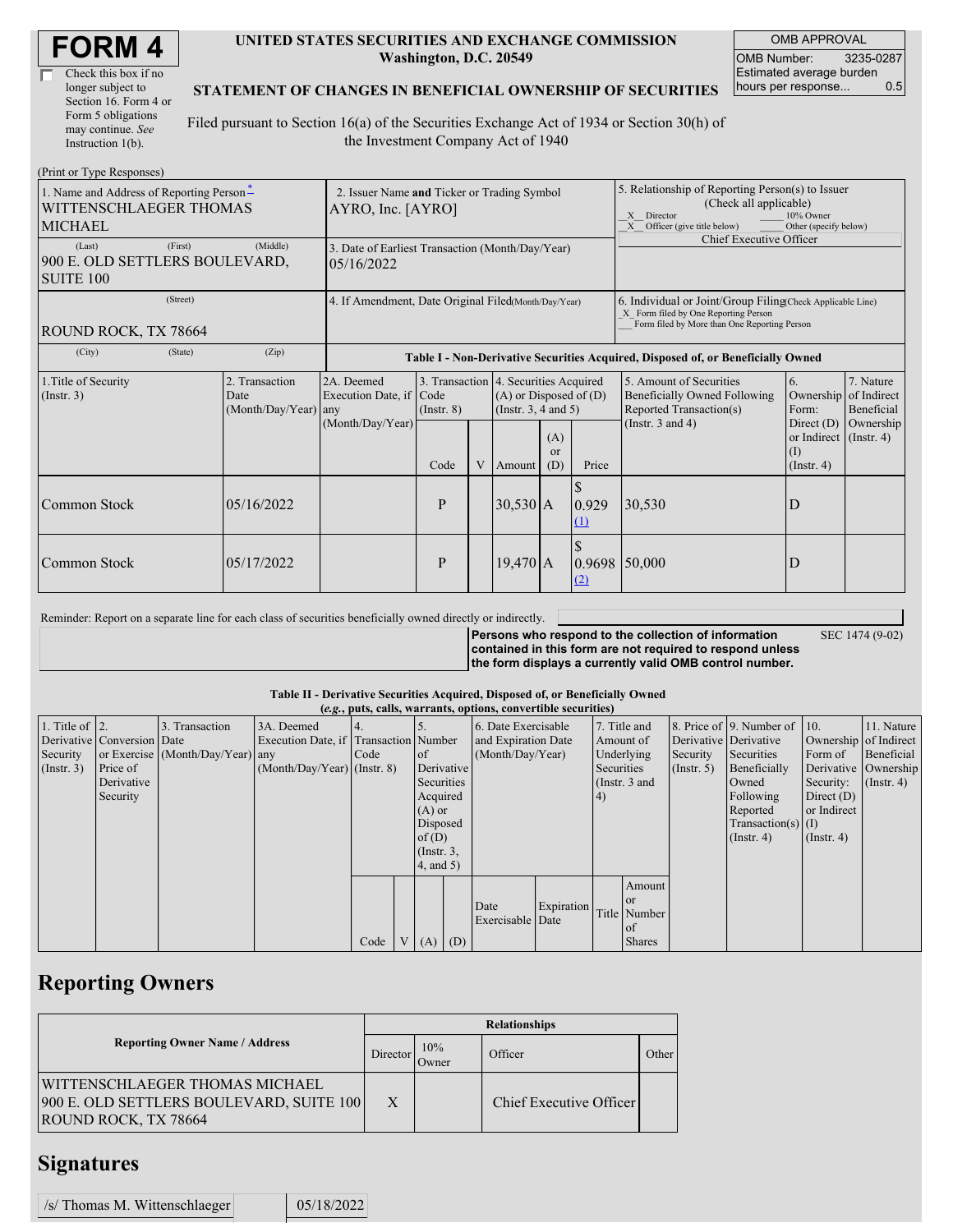# FORM 4

☐ Check this box if no longer subject to Section 16. Form 4 or Form 5 obligations may continue. *See* Instruction 1(b).

**UNITED STATES SECURITIES AND EXCHANGE COMMISSION**
**Washington, D.C. 20549**

**STATEMENT OF CHANGES IN BENEFICIAL OWNERSHIP OF SECURITIES**

Filed pursuant to Section 16(a) of the Securities Exchange Act of 1934 or Section 30(h) of the Investment Company Act of 1940

| OMB APPROVAL | |
|---|---|
| OMB Number: | 3235-0287 |
| Estimated average burden hours per response... | 0.5 |

(Print or Type Responses)

| 1. Name and Address of Reporting Person* | 2. Issuer Name and Ticker or Trading Symbol | 5. Relationship of Reporting Person(s) to Issuer (Check all applicable) |
|---|---|---|
| WITTENSCHLAEGER THOMAS MICHAEL | AYRO, Inc. [AYRO] | _X_ Director ___ 10% Owner _X_ Officer (give title below) ___ Other (specify below) Chief Executive Officer |
| (Last) (First) (Middle) 900 E. OLD SETTLERS BOULEVARD, SUITE 100 | 3. Date of Earliest Transaction (Month/Day/Year) 05/16/2022 | |
| (Street) ROUND ROCK, TX 78664 | 4. If Amendment, Date Original Filed (Month/Day/Year) | 6. Individual or Joint/Group Filing (Check Applicable Line) _X_ Form filed by One Reporting Person ___ Form filed by More than One Reporting Person |
| (City) (State) (Zip) | | |

**Table I - Non-Derivative Securities Acquired, Disposed of, or Beneficially Owned**

| 1.Title of Security (Instr. 3) | 2. Transaction Date (Month/Day/Year) | 2A. Deemed Execution Date, if any (Month/Day/Year) | 3. Transaction Code (Instr. 8) | | 4. Securities Acquired (A) or Disposed of (D) (Instr. 3, 4 and 5) | | | 5. Amount of Securities Beneficially Owned Following Reported Transaction(s) (Instr. 3 and 4) | 6. Ownership Form: Direct (D) or Indirect (I) (Instr. 4) | 7. Nature of Indirect Beneficial Ownership (Instr. 4) |
|---|---|---|---|---|---|---|---|---|---|---|
| | | | Code | V | Amount | (A) or (D) | Price | | | |
| Common Stock | 05/16/2022 | | P | | 30,530 | A | $ 0.929 (1) | 30,530 | D | |
| Common Stock | 05/17/2022 | | P | | 19,470 | A | $ 0.9698 (2) | 50,000 | D | |

Reminder: Report on a separate line for each class of securities beneficially owned directly or indirectly.

**Persons who respond to the collection of information contained in this form are not required to respond unless the form displays a currently valid OMB control number.** SEC 1474 (9-02)

**Table II - Derivative Securities Acquired, Disposed of, or Beneficially Owned**
**(*e.g.*, puts, calls, warrants, options, convertible securities)**

| 1. Title of Derivative Security (Instr. 3) | 2. Conversion or Exercise Price of Derivative Security | 3. Transaction Date (Month/Day/Year) | 3A. Deemed Execution Date, if any (Month/Day/Year) | 4. Transaction Code (Instr. 8) | | 5. Number of Derivative Securities Acquired (A) or Disposed of (D) (Instr. 3, 4, and 5) | | 6. Date Exercisable and Expiration Date (Month/Day/Year) | | 7. Title and Amount of Underlying Securities (Instr. 3 and 4) | | 8. Price of Derivative Security (Instr. 5) | 9. Number of Derivative Securities Beneficially Owned Following Reported Transaction(s) (Instr. 4) | 10. Ownership Form of Derivative Security: Direct (D) or Indirect (I) (Instr. 4) | 11. Nature of Indirect Beneficial Ownership (Instr. 4) |
|---|---|---|---|---|---|---|---|---|---|---|---|---|---|---|---|
| | | | | Code | V | (A) | (D) | Date Exercisable | Expiration Date | Title | Amount or Number of Shares | | | | |

## Reporting Owners

| Reporting Owner Name / Address | Relationships | | | |
|---|---|---|---|---|
| | Director | 10% Owner | Officer | Other |
| WITTENSCHLAEGER THOMAS MICHAEL 900 E. OLD SETTLERS BOULEVARD, SUITE 100 ROUND ROCK, TX 78664 | X | | Chief Executive Officer | |

## Signatures

| /s/ Thomas M. Wittenschlaeger | 05/18/2022 |
|---|---|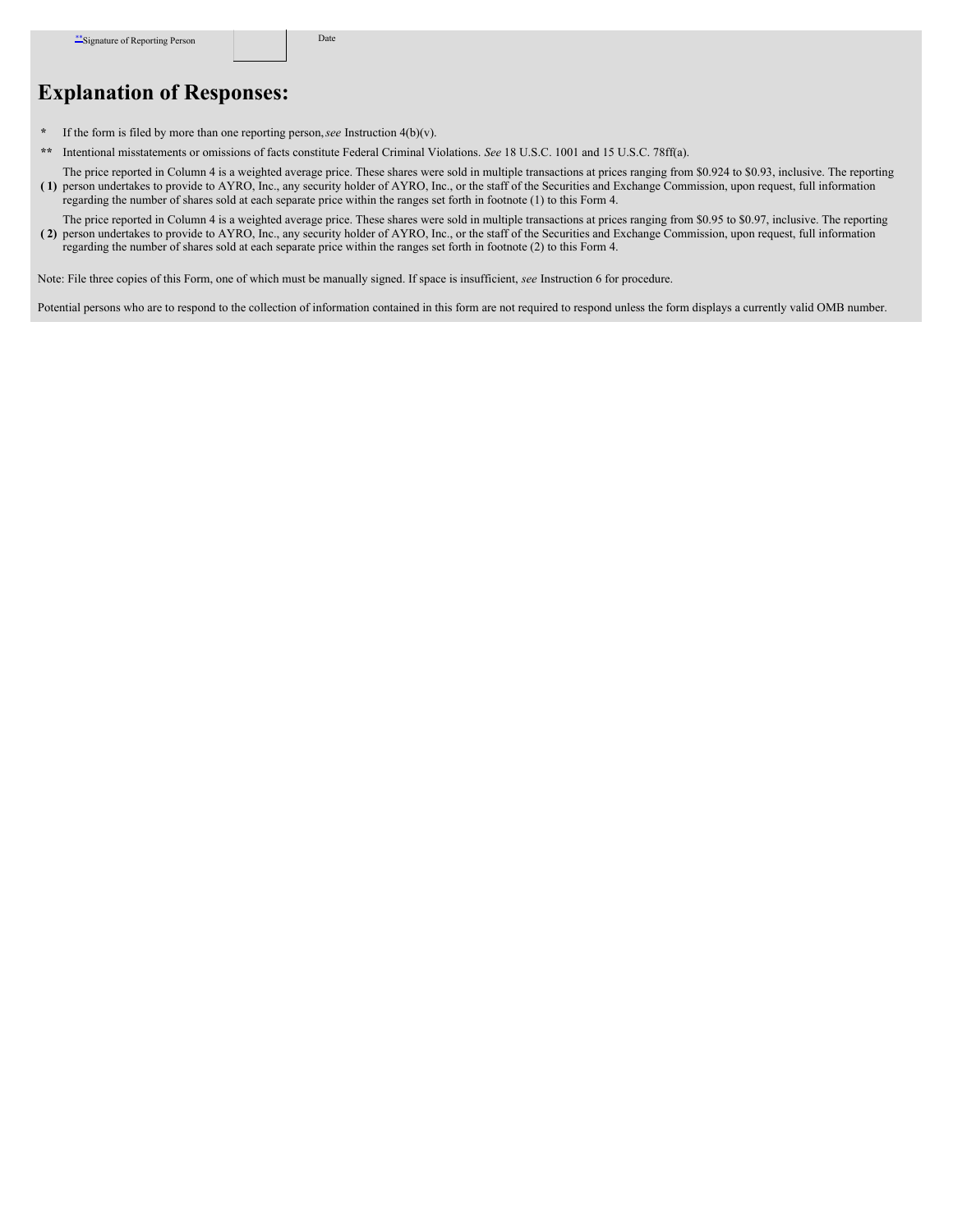| | | |
|---|---|---|
| **Signature of Reporting Person | | Date |

## Explanation of Responses:

\* If the form is filed by more than one reporting person, *see* Instruction 4(b)(v).

** Intentional misstatements or omissions of facts constitute Federal Criminal Violations. *See* 18 U.S.C. 1001 and 15 U.S.C. 78ff(a).

**( 1)** The price reported in Column 4 is a weighted average price. These shares were sold in multiple transactions at prices ranging from $0.924 to $0.93, inclusive. The reporting person undertakes to provide to AYRO, Inc., any security holder of AYRO, Inc., or the staff of the Securities and Exchange Commission, upon request, full information regarding the number of shares sold at each separate price within the ranges set forth in footnote (1) to this Form 4.

**( 2)** The price reported in Column 4 is a weighted average price. These shares were sold in multiple transactions at prices ranging from $0.95 to $0.97, inclusive. The reporting person undertakes to provide to AYRO, Inc., any security holder of AYRO, Inc., or the staff of the Securities and Exchange Commission, upon request, full information regarding the number of shares sold at each separate price within the ranges set forth in footnote (2) to this Form 4.

Note: File three copies of this Form, one of which must be manually signed. If space is insufficient, *see* Instruction 6 for procedure.

Potential persons who are to respond to the collection of information contained in this form are not required to respond unless the form displays a currently valid OMB number.